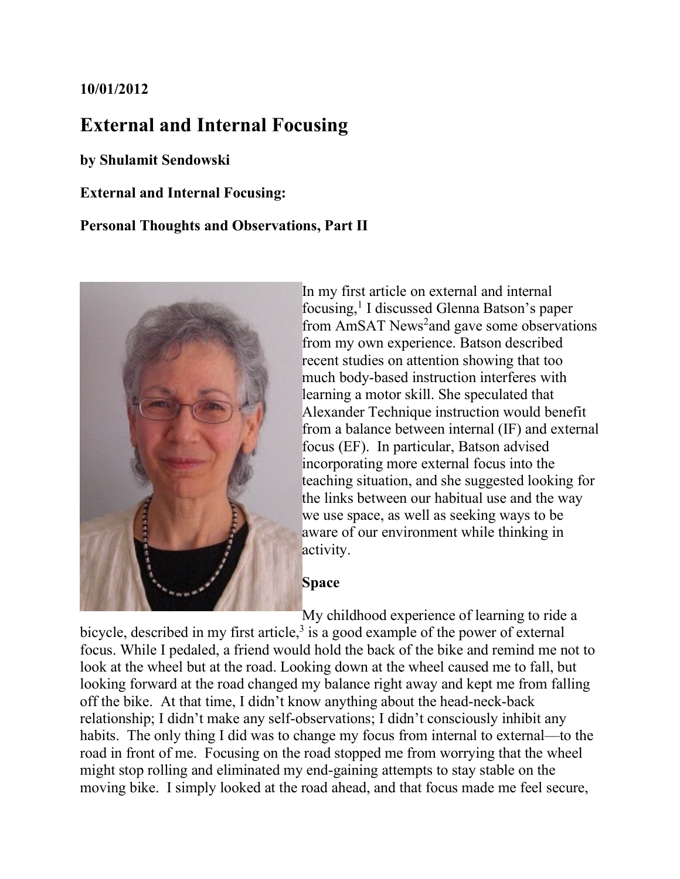**10/01/2012**

# External and Internal Focusing

**by Shulamit Sendowski**

**External and Internal Focusing:**

**Personal Thoughts and Observations, Part II**

In my first article on external and internal focusing,[1] I discussed Glenna Batson's paper from AmSAT News[2] and gave some observations from my own experience. Batson described recent studies on attention showing that too much body-based instruction interferes with learning a motor skill. She speculated that Alexander Technique instruction would benefit from a balance between internal (IF) and external focus (EF). In particular, Batson advised incorporating more external focus into the teaching situation, and she suggested looking for the links between our habitual use and the way we use space, as well as seeking ways to be aware of our environment while thinking in activity.

## Space

My childhood experience of learning to ride a bicycle, described in my first article,[3] is a good example of the power of external focus. While I pedaled, a friend would hold the back of the bike and remind me not to look at the wheel but at the road. Looking down at the wheel caused me to fall, but looking forward at the road changed my balance right away and kept me from falling off the bike. At that time, I didn't know anything about the head-neck-back relationship; I didn't make any self-observations; I didn't consciously inhibit any habits. The only thing I did was to change my focus from internal to external—to the road in front of me. Focusing on the road stopped me from worrying that the wheel might stop rolling and eliminated my end-gaining attempts to stay stable on the moving bike. I simply looked at the road ahead, and that focus made me feel secure,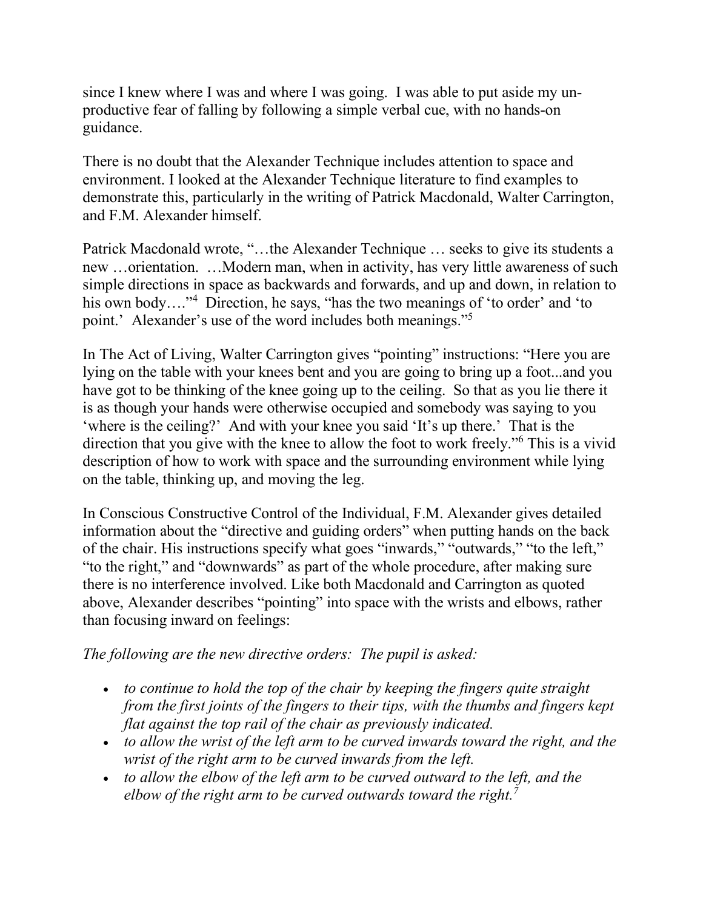since I knew where I was and where I was going. I was able to put aside my unproductive fear of falling by following a simple verbal cue, with no hands-on guidance.

There is no doubt that the Alexander Technique includes attention to space and environment. I looked at the Alexander Technique literature to find examples to demonstrate this, particularly in the writing of Patrick Macdonald, Walter Carrington, and F.M. Alexander himself.

Patrick Macdonald wrote, "…the Alexander Technique … seeks to give its students a new …orientation. …Modern man, when in activity, has very little awareness of such simple directions in space as backwards and forwards, and up and down, in relation to his own body…."[4] Direction, he says, "has the two meanings of 'to order' and 'to point.' Alexander's use of the word includes both meanings."[5]

In The Act of Living, Walter Carrington gives "pointing" instructions: "Here you are lying on the table with your knees bent and you are going to bring up a foot...and you have got to be thinking of the knee going up to the ceiling. So that as you lie there it is as though your hands were otherwise occupied and somebody was saying to you 'where is the ceiling?' And with your knee you said 'It's up there.' That is the direction that you give with the knee to allow the foot to work freely."[6] This is a vivid description of how to work with space and the surrounding environment while lying on the table, thinking up, and moving the leg.

In Conscious Constructive Control of the Individual, F.M. Alexander gives detailed information about the "directive and guiding orders" when putting hands on the back of the chair. His instructions specify what goes "inwards," "outwards," "to the left," "to the right," and "downwards" as part of the whole procedure, after making sure there is no interference involved. Like both Macdonald and Carrington as quoted above, Alexander describes "pointing" into space with the wrists and elbows, rather than focusing inward on feelings:

*The following are the new directive orders: The pupil is asked:*

- *to continue to hold the top of the chair by keeping the fingers quite straight from the first joints of the fingers to their tips, with the thumbs and fingers kept flat against the top rail of the chair as previously indicated.*
- *to allow the wrist of the left arm to be curved inwards toward the right, and the wrist of the right arm to be curved inwards from the left.*
- *to allow the elbow of the left arm to be curved outward to the left, and the elbow of the right arm to be curved outwards toward the right.*[7]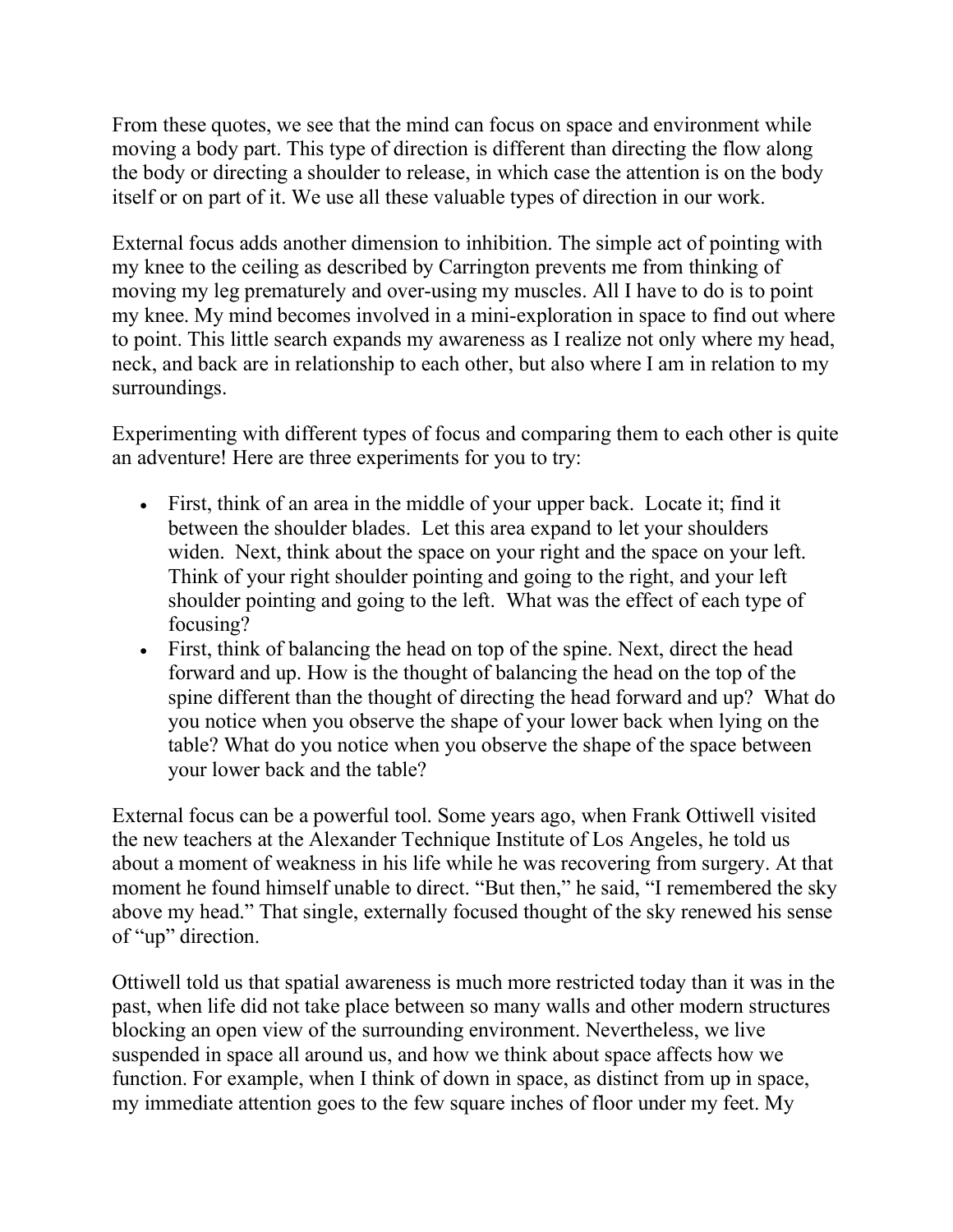From these quotes, we see that the mind can focus on space and environment while moving a body part. This type of direction is different than directing the flow along the body or directing a shoulder to release, in which case the attention is on the body itself or on part of it. We use all these valuable types of direction in our work.

External focus adds another dimension to inhibition. The simple act of pointing with my knee to the ceiling as described by Carrington prevents me from thinking of moving my leg prematurely and over-using my muscles. All I have to do is to point my knee. My mind becomes involved in a mini-exploration in space to find out where to point. This little search expands my awareness as I realize not only where my head, neck, and back are in relationship to each other, but also where I am in relation to my surroundings.

Experimenting with different types of focus and comparing them to each other is quite an adventure! Here are three experiments for you to try:

- First, think of an area in the middle of your upper back. Locate it; find it between the shoulder blades. Let this area expand to let your shoulders widen. Next, think about the space on your right and the space on your left. Think of your right shoulder pointing and going to the right, and your left shoulder pointing and going to the left. What was the effect of each type of focusing?
- First, think of balancing the head on top of the spine. Next, direct the head forward and up. How is the thought of balancing the head on the top of the spine different than the thought of directing the head forward and up? What do you notice when you observe the shape of your lower back when lying on the table? What do you notice when you observe the shape of the space between your lower back and the table?

External focus can be a powerful tool. Some years ago, when Frank Ottiwell visited the new teachers at the Alexander Technique Institute of Los Angeles, he told us about a moment of weakness in his life while he was recovering from surgery. At that moment he found himself unable to direct. "But then," he said, "I remembered the sky above my head." That single, externally focused thought of the sky renewed his sense of "up" direction.

Ottiwell told us that spatial awareness is much more restricted today than it was in the past, when life did not take place between so many walls and other modern structures blocking an open view of the surrounding environment. Nevertheless, we live suspended in space all around us, and how we think about space affects how we function. For example, when I think of down in space, as distinct from up in space, my immediate attention goes to the few square inches of floor under my feet. My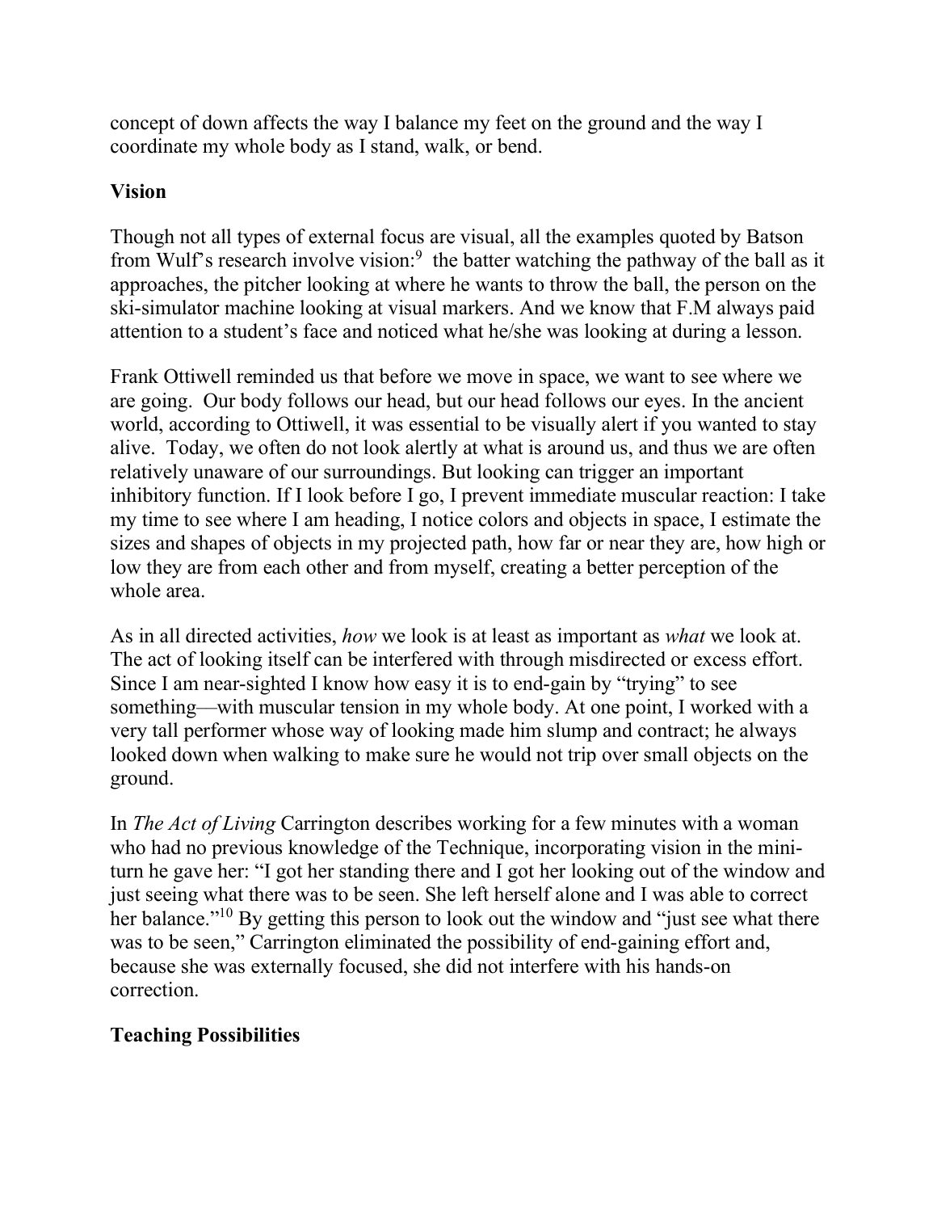concept of down affects the way I balance my feet on the ground and the way I coordinate my whole body as I stand, walk, or bend.

**Vision**

Though not all types of external focus are visual, all the examples quoted by Batson from Wulf's research involve vision:[9] the batter watching the pathway of the ball as it approaches, the pitcher looking at where he wants to throw the ball, the person on the ski-simulator machine looking at visual markers. And we know that F.M always paid attention to a student's face and noticed what he/she was looking at during a lesson.

Frank Ottiwell reminded us that before we move in space, we want to see where we are going. Our body follows our head, but our head follows our eyes. In the ancient world, according to Ottiwell, it was essential to be visually alert if you wanted to stay alive. Today, we often do not look alertly at what is around us, and thus we are often relatively unaware of our surroundings. But looking can trigger an important inhibitory function. If I look before I go, I prevent immediate muscular reaction: I take my time to see where I am heading, I notice colors and objects in space, I estimate the sizes and shapes of objects in my projected path, how far or near they are, how high or low they are from each other and from myself, creating a better perception of the whole area.

As in all directed activities, *how* we look is at least as important as *what* we look at. The act of looking itself can be interfered with through misdirected or excess effort. Since I am near-sighted I know how easy it is to end-gain by "trying" to see something—with muscular tension in my whole body. At one point, I worked with a very tall performer whose way of looking made him slump and contract; he always looked down when walking to make sure he would not trip over small objects on the ground.

In *The Act of Living* Carrington describes working for a few minutes with a woman who had no previous knowledge of the Technique, incorporating vision in the mini-turn he gave her: "I got her standing there and I got her looking out of the window and just seeing what there was to be seen. She left herself alone and I was able to correct her balance."[10] By getting this person to look out the window and "just see what there was to be seen," Carrington eliminated the possibility of end-gaining effort and, because she was externally focused, she did not interfere with his hands-on correction.

**Teaching Possibilities**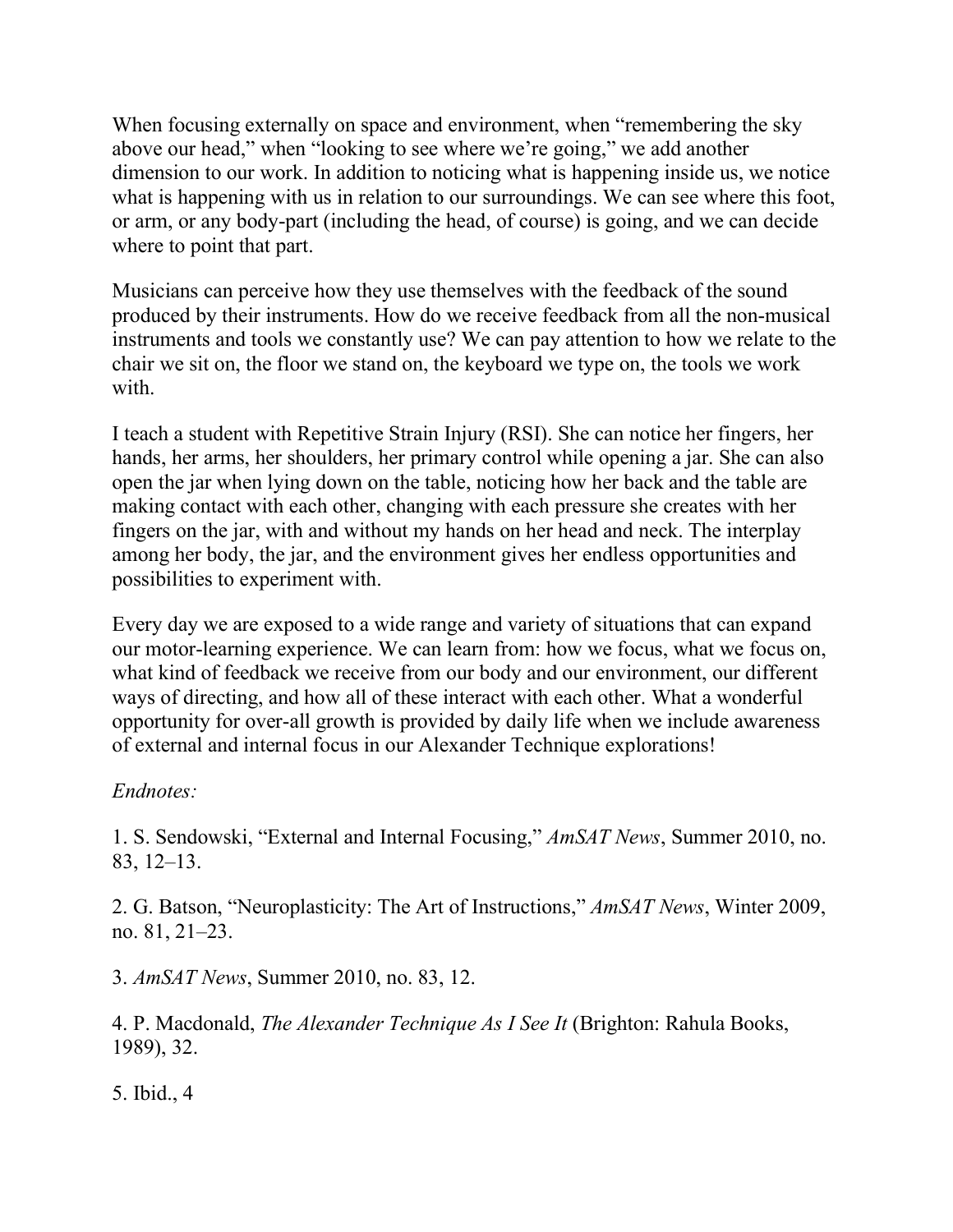When focusing externally on space and environment, when "remembering the sky above our head," when "looking to see where we're going," we add another dimension to our work. In addition to noticing what is happening inside us, we notice what is happening with us in relation to our surroundings. We can see where this foot, or arm, or any body-part (including the head, of course) is going, and we can decide where to point that part.

Musicians can perceive how they use themselves with the feedback of the sound produced by their instruments. How do we receive feedback from all the non-musical instruments and tools we constantly use? We can pay attention to how we relate to the chair we sit on, the floor we stand on, the keyboard we type on, the tools we work with.

I teach a student with Repetitive Strain Injury (RSI). She can notice her fingers, her hands, her arms, her shoulders, her primary control while opening a jar. She can also open the jar when lying down on the table, noticing how her back and the table are making contact with each other, changing with each pressure she creates with her fingers on the jar, with and without my hands on her head and neck. The interplay among her body, the jar, and the environment gives her endless opportunities and possibilities to experiment with.

Every day we are exposed to a wide range and variety of situations that can expand our motor-learning experience. We can learn from: how we focus, what we focus on, what kind of feedback we receive from our body and our environment, our different ways of directing, and how all of these interact with each other. What a wonderful opportunity for over-all growth is provided by daily life when we include awareness of external and internal focus in our Alexander Technique explorations!

*Endnotes:*

1. S. Sendowski, "External and Internal Focusing," *AmSAT News*, Summer 2010, no. 83, 12–13.

2. G. Batson, "Neuroplasticity: The Art of Instructions," *AmSAT News*, Winter 2009, no. 81, 21–23.

3. *AmSAT News*, Summer 2010, no. 83, 12.

4. P. Macdonald, *The Alexander Technique As I See It* (Brighton: Rahula Books, 1989), 32.

5. Ibid., 4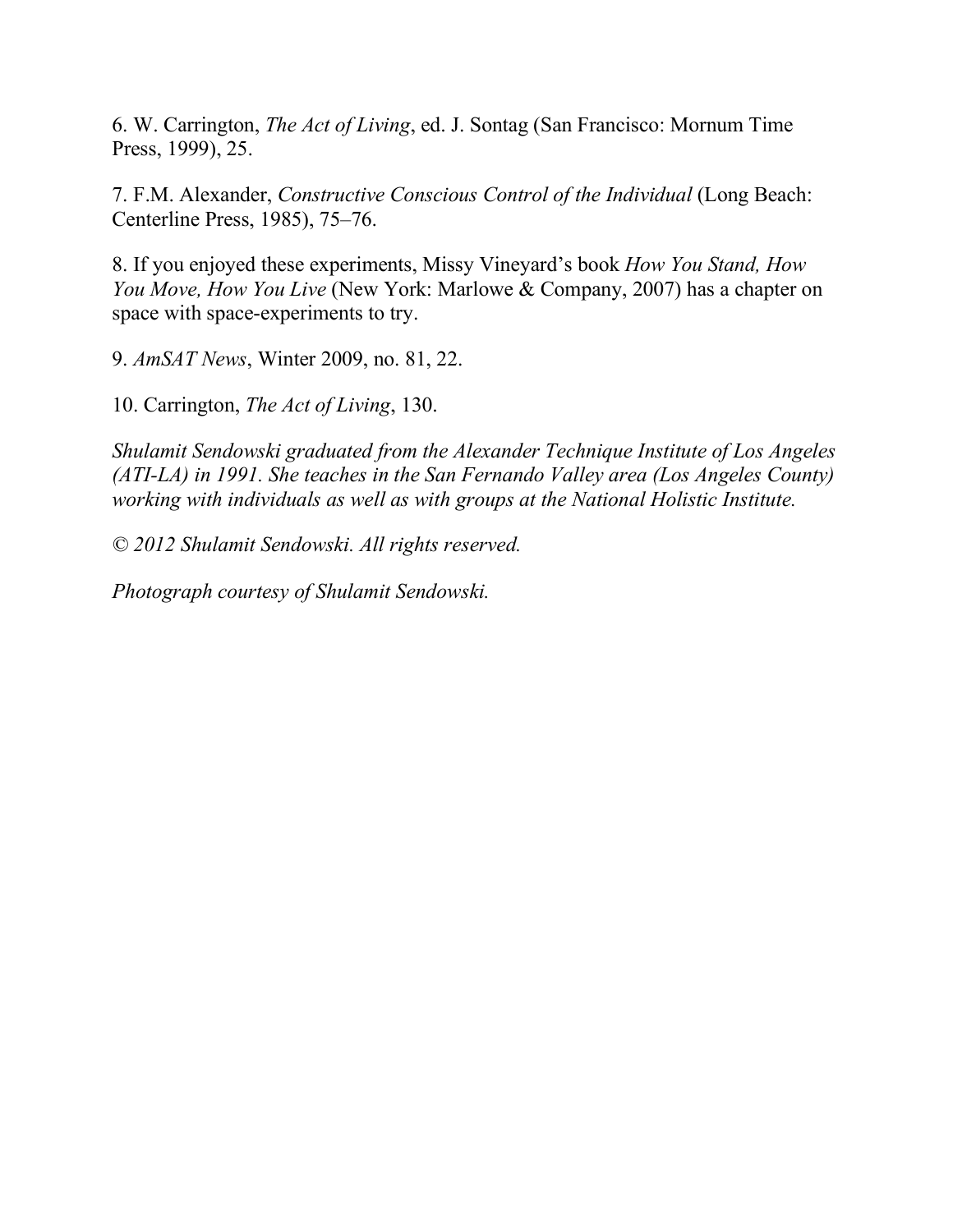6. W. Carrington, *The Act of Living*, ed. J. Sontag (San Francisco: Mornum Time Press, 1999), 25.

7. F.M. Alexander, *Constructive Conscious Control of the Individual* (Long Beach: Centerline Press, 1985), 75–76.

8. If you enjoyed these experiments, Missy Vineyard's book *How You Stand, How You Move, How You Live* (New York: Marlowe & Company, 2007) has a chapter on space with space-experiments to try.

9. *AmSAT News*, Winter 2009, no. 81, 22.

10. Carrington, *The Act of Living*, 130.

*Shulamit Sendowski graduated from the Alexander Technique Institute of Los Angeles (ATI-LA) in 1991. She teaches in the San Fernando Valley area (Los Angeles County) working with individuals as well as with groups at the National Holistic Institute.*

*© 2012 Shulamit Sendowski. All rights reserved.*

*Photograph courtesy of Shulamit Sendowski.*